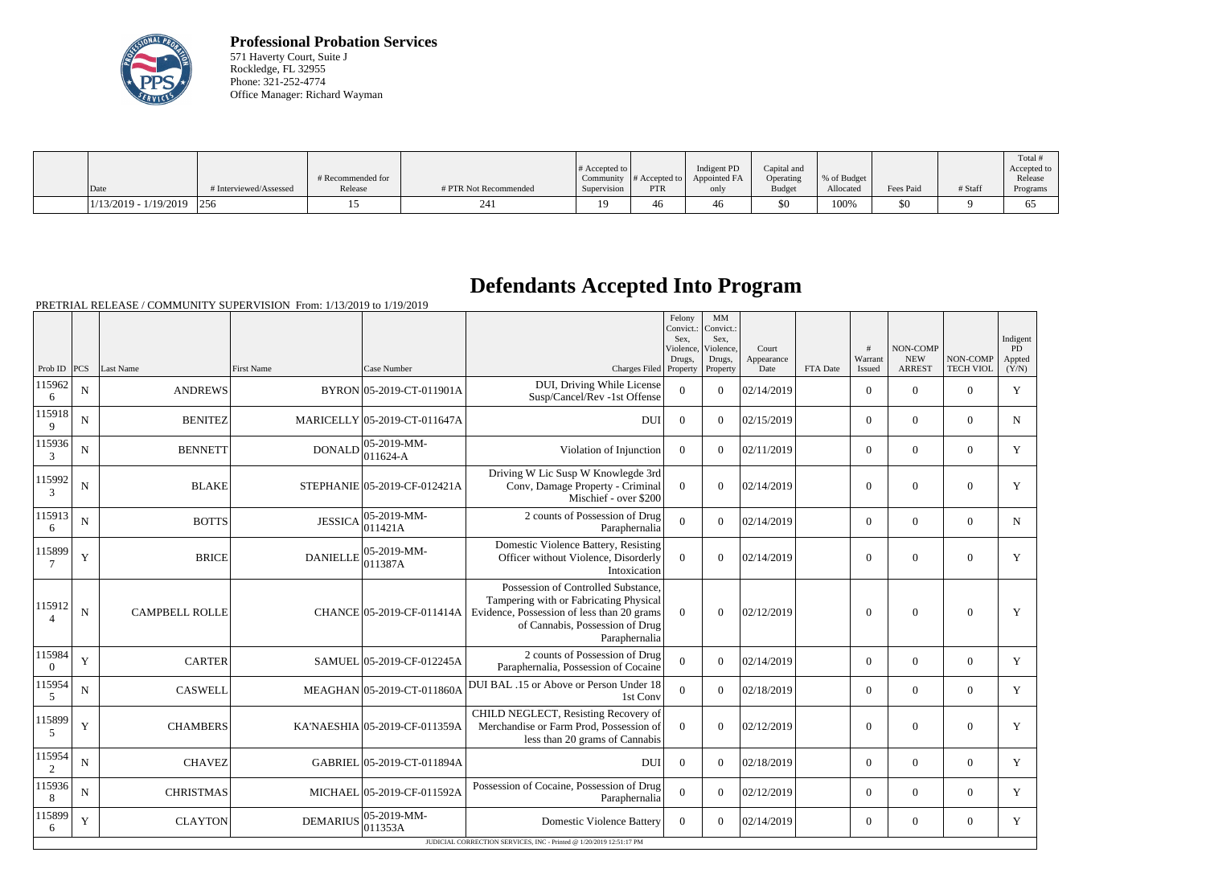**Professional Probation Services**
571 Haverty Court, Suite J
Rockledge, FL 32955
Phone: 321-252-4774
Office Manager: Richard Wayman

| Date | # Interviewed/Assessed | # Recommended for Release | # PTR Not Recommended | # Accepted to Community Supervision | # Accepted to PTR | Indigent PD Appointed FA only | Capital and Operating Budget | % of Budget Allocated | Fees Paid | # Staff | Total # Accepted to Release Programs |
|---|---|---|---|---|---|---|---|---|---|---|---|
| 1/13/2019 - 1/19/2019 | 256 | 15 | 241 | 19 | 46 | 46 | $0 | 100% | $0 | 9 | 65 |

# Defendants Accepted Into Program

PRETRIAL RELEASE / COMMUNITY SUPERVISION From: 1/13/2019 to 1/19/2019

| Prob ID | PCS | Last Name | First Name | Case Number | Charges Filed | Felony Convict.: Sex, Violence, Drugs, Property | MM Convict.: Sex, Violence, Drugs, Property | Court Appearance Date | FTA Date | # Warrant Issued | NON-COMP NEW ARREST | NON-COMP TECH VIOL | Indigent PD Appted (Y/N) |
|---|---|---|---|---|---|---|---|---|---|---|---|---|---|
| 1159626 | N | ANDREWS | BYRON | 05-2019-CT-011901A | DUI, Driving While License Susp/Cancel/Rev -1st Offense | 0 | 0 | 02/14/2019 | | 0 | 0 | 0 | Y |
| 1159189 | N | BENITEZ | MARICELLY | 05-2019-CT-011647A | DUI | 0 | 0 | 02/15/2019 | | 0 | 0 | 0 | N |
| 1159363 | N | BENNETT | DONALD | 05-2019-MM-011624-A | Violation of Injunction | 0 | 0 | 02/11/2019 | | 0 | 0 | 0 | Y |
| 1159923 | N | BLAKE | STEPHANIE | 05-2019-CF-012421A | Driving W Lic Susp W Knowlegde 3rd Conv, Damage Property - Criminal Mischief - over $200 | 0 | 0 | 02/14/2019 | | 0 | 0 | 0 | Y |
| 1159136 | N | BOTTS | JESSICA | 05-2019-MM-011421A | 2 counts of Possession of Drug Paraphernalia | 0 | 0 | 02/14/2019 | | 0 | 0 | 0 | N |
| 1158997 | Y | BRICE | DANIELLE | 05-2019-MM-011387A | Domestic Violence Battery, Resisting Officer without Violence, Disorderly Intoxication | 0 | 0 | 02/14/2019 | | 0 | 0 | 0 | Y |
| 1159124 | N | CAMPBELL ROLLE | CHANCE | 05-2019-CF-011414A | Possession of Controlled Substance, Tampering with or Fabricating Physical Evidence, Possession of less than 20 grams of Cannabis, Possession of Drug Paraphernalia | 0 | 0 | 02/12/2019 | | 0 | 0 | 0 | Y |
| 1159840 | Y | CARTER | SAMUEL | 05-2019-CF-012245A | 2 counts of Possession of Drug Paraphernalia, Possession of Cocaine | 0 | 0 | 02/14/2019 | | 0 | 0 | 0 | Y |
| 1159545 | N | CASWELL | MEAGHAN | 05-2019-CT-011860A | DUI BAL .15 or Above or Person Under 18 1st Conv | 0 | 0 | 02/18/2019 | | 0 | 0 | 0 | Y |
| 1158995 | Y | CHAMBERS | KA'NAESHIA | 05-2019-CF-011359A | CHILD NEGLECT, Resisting Recovery of Merchandise or Farm Prod, Possession of less than 20 grams of Cannabis | 0 | 0 | 02/12/2019 | | 0 | 0 | 0 | Y |
| 1159542 | N | CHAVEZ | GABRIEL | 05-2019-CT-011894A | DUI | 0 | 0 | 02/18/2019 | | 0 | 0 | 0 | Y |
| 1159368 | N | CHRISTMAS | MICHAEL | 05-2019-CF-011592A | Possession of Cocaine, Possession of Drug Paraphernalia | 0 | 0 | 02/12/2019 | | 0 | 0 | 0 | Y |
| 1158996 | Y | CLAYTON | DEMARIUS | 05-2019-MM-011353A | Domestic Violence Battery | 0 | 0 | 02/14/2019 | | 0 | 0 | 0 | Y |

JUDICIAL CORRECTION SERVICES, INC - Printed @ 1/20/2019 12:51:17 PM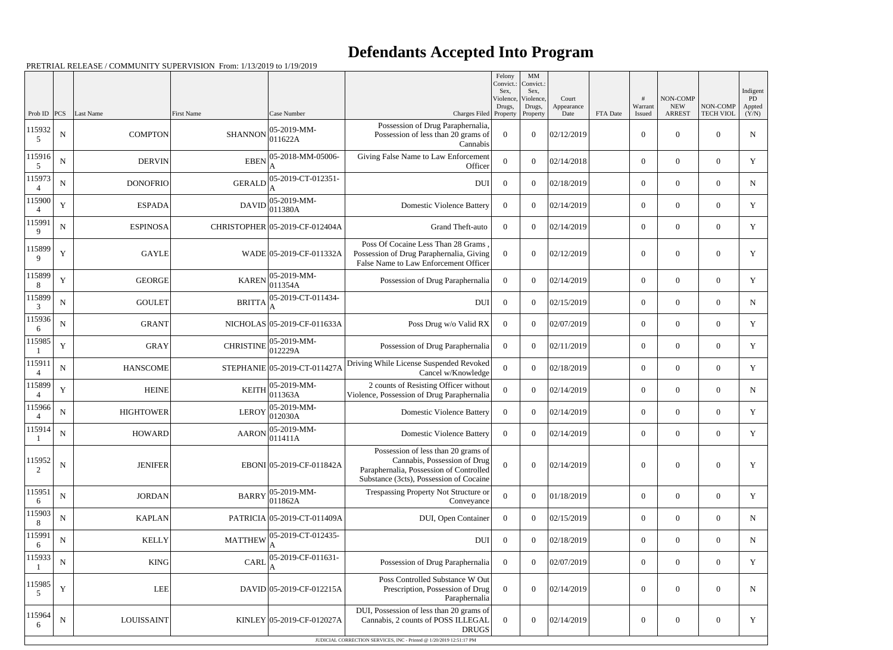# Defendants Accepted Into Program

PRETRIAL RELEASE / COMMUNITY SUPERVISION From: 1/13/2019 to 1/19/2019

| Prob ID | PCS | Last Name | First Name | Case Number | Charges Filed | Felony Convict.: Sex, Violence, Drugs, Property | MM Convict.: Sex, Violence, Drugs, Property | Court Appearance Date | FTA Date | # Warrant Issued | NON-COMP NEW ARREST | NON-COMP TECH VIOL | Indigent PD Appted (Y/N) |
|---|---|---|---|---|---|---|---|---|---|---|---|---|---|
| 1159325 | N | COMPTON | SHANNON | 05-2019-MM-011622A | Possession of Drug Paraphernalia, Possession of less than 20 grams of Cannabis | 0 | 0 | 02/12/2019 | | 0 | 0 | 0 | N |
| 1159165 | N | DERVIN | EBEN | 05-2018-MM-05006-A | Giving False Name to Law Enforcement Officer | 0 | 0 | 02/14/2018 | | 0 | 0 | 0 | Y |
| 1159734 | N | DONOFRIO | GERALD | 05-2019-CT-012351-A | DUI | 0 | 0 | 02/18/2019 | | 0 | 0 | 0 | N |
| 1159004 | Y | ESPADA | DAVID | 05-2019-MM-011380A | Domestic Violence Battery | 0 | 0 | 02/14/2019 | | 0 | 0 | 0 | Y |
| 1159919 | N | ESPINOSA | CHRISTOPHER | 05-2019-CF-012404A | Grand Theft-auto | 0 | 0 | 02/14/2019 | | 0 | 0 | 0 | Y |
| 1158999 | Y | GAYLE | WADE | 05-2019-CF-011332A | Poss Of Cocaine Less Than 28 Grams , Possession of Drug Paraphernalia, Giving False Name to Law Enforcement Officer | 0 | 0 | 02/12/2019 | | 0 | 0 | 0 | Y |
| 1158998 | Y | GEORGE | KAREN | 05-2019-MM-011354A | Possession of Drug Paraphernalia | 0 | 0 | 02/14/2019 | | 0 | 0 | 0 | Y |
| 1158993 | N | GOULET | BRITTA | 05-2019-CT-011434-A | DUI | 0 | 0 | 02/15/2019 | | 0 | 0 | 0 | N |
| 1159366 | N | GRANT | NICHOLAS | 05-2019-CF-011633A | Poss Drug w/o Valid RX | 0 | 0 | 02/07/2019 | | 0 | 0 | 0 | Y |
| 1159851 | Y | GRAY | CHRISTINE | 05-2019-MM-012229A | Possession of Drug Paraphernalia | 0 | 0 | 02/11/2019 | | 0 | 0 | 0 | Y |
| 1159114 | N | HANSCOME | STEPHANIE | 05-2019-CT-011427A | Driving While License Suspended Revoked Cancel w/Knowledge | 0 | 0 | 02/18/2019 | | 0 | 0 | 0 | Y |
| 1158994 | Y | HEINE | KEITH | 05-2019-MM-011363A | 2 counts of Resisting Officer without Violence, Possession of Drug Paraphernalia | 0 | 0 | 02/14/2019 | | 0 | 0 | 0 | N |
| 1159664 | N | HIGHTOWER | LEROY | 05-2019-MM-012030A | Domestic Violence Battery | 0 | 0 | 02/14/2019 | | 0 | 0 | 0 | Y |
| 1159141 | N | HOWARD | AARON | 05-2019-MM-011411A | Domestic Violence Battery | 0 | 0 | 02/14/2019 | | 0 | 0 | 0 | Y |
| 1159522 | N | JENIFER | EBONI | 05-2019-CF-011842A | Possession of less than 20 grams of Cannabis, Possession of Drug Paraphernalia, Possession of Controlled Substance (3cts), Possession of Cocaine | 0 | 0 | 02/14/2019 | | 0 | 0 | 0 | Y |
| 1159516 | N | JORDAN | BARRY | 05-2019-MM-011862A | Trespassing Property Not Structure or Conveyance | 0 | 0 | 01/18/2019 | | 0 | 0 | 0 | Y |
| 1159038 | N | KAPLAN | PATRICIA | 05-2019-CT-011409A | DUI, Open Container | 0 | 0 | 02/15/2019 | | 0 | 0 | 0 | N |
| 1159916 | N | KELLY | MATTHEW | 05-2019-CT-012435-A | DUI | 0 | 0 | 02/18/2019 | | 0 | 0 | 0 | N |
| 1159331 | N | KING | CARL | 05-2019-CF-011631-A | Possession of Drug Paraphernalia | 0 | 0 | 02/07/2019 | | 0 | 0 | 0 | Y |
| 1159855 | Y | LEE | DAVID | 05-2019-CF-012215A | Poss Controlled Substance W Out Prescription, Possession of Drug Paraphernalia | 0 | 0 | 02/14/2019 | | 0 | 0 | 0 | N |
| 1159646 | N | LOUISSAINT | KINLEY | 05-2019-CF-012027A | DUI, Possession of less than 20 grams of Cannabis, 2 counts of POSS ILLEGAL DRUGS | 0 | 0 | 02/14/2019 | | 0 | 0 | 0 | Y |

JUDICIAL CORRECTION SERVICES, INC - Printed @ 1/20/2019 12:51:17 PM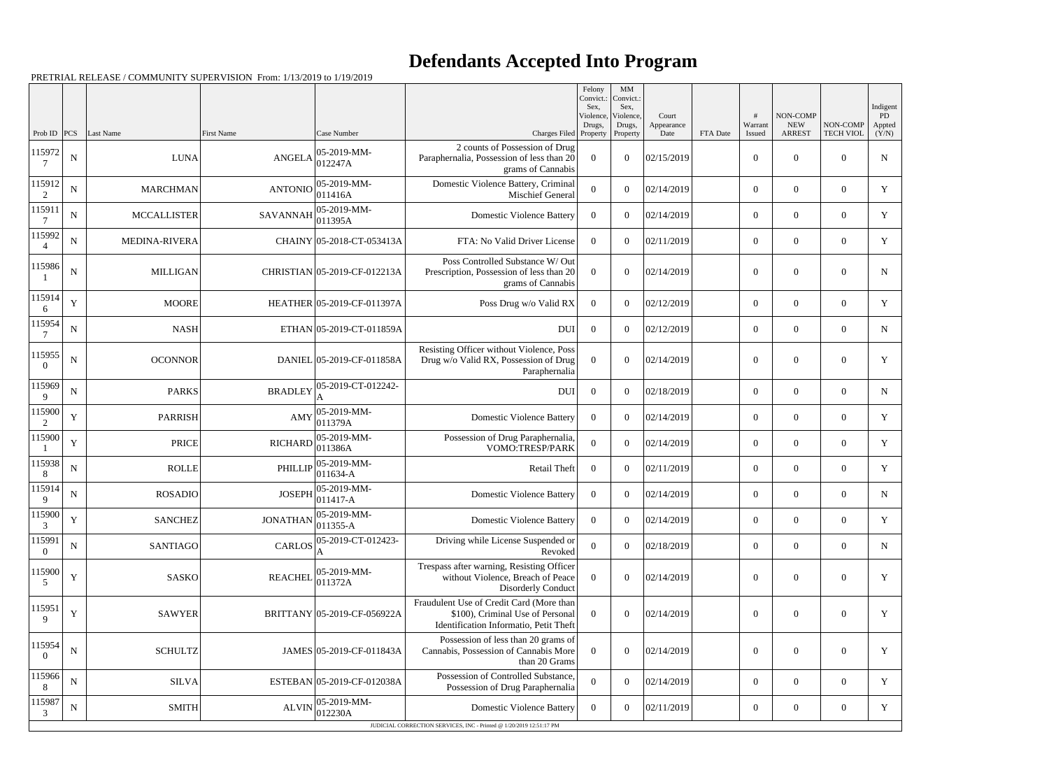# Defendants Accepted Into Program

PRETRIAL RELEASE / COMMUNITY SUPERVISION From: 1/13/2019 to 1/19/2019

| Prob ID | PCS | Last Name | First Name | Case Number | Charges Filed | Felony Convict.: Sex, Violence, Drugs, Property | MM Convict.: Sex, Violence, Drugs, Property | Court Appearance Date | FTA Date | # Warrant Issued | NON-COMP NEW ARREST | NON-COMP TECH VIOL | Indigent PD Appted (Y/N) |
|---|---|---|---|---|---|---|---|---|---|---|---|---|---|
| 1159727 | N | LUNA | ANGELA | 05-2019-MM-012247A | 2 counts of Possession of Drug Paraphernalia, Possession of less than 20 grams of Cannabis | 0 | 0 | 02/15/2019 | | 0 | 0 | 0 | N |
| 1159122 | N | MARCHMAN | ANTONIO | 05-2019-MM-011416A | Domestic Violence Battery, Criminal Mischief General | 0 | 0 | 02/14/2019 | | 0 | 0 | 0 | Y |
| 1159117 | N | MCCALLISTER | SAVANNAH | 05-2019-MM-011395A | Domestic Violence Battery | 0 | 0 | 02/14/2019 | | 0 | 0 | 0 | Y |
| 1159924 | N | MEDINA-RIVERA | CHAINY | 05-2018-CT-053413A | FTA: No Valid Driver License | 0 | 0 | 02/11/2019 | | 0 | 0 | 0 | Y |
| 1159861 | N | MILLIGAN | CHRISTIAN | 05-2019-CF-012213A | Poss Controlled Substance W/ Out Prescription, Possession of less than 20 grams of Cannabis | 0 | 0 | 02/14/2019 | | 0 | 0 | 0 | N |
| 1159146 | Y | MOORE | HEATHER | 05-2019-CF-011397A | Poss Drug w/o Valid RX | 0 | 0 | 02/12/2019 | | 0 | 0 | 0 | Y |
| 1159547 | N | NASH | ETHAN | 05-2019-CT-011859A | DUI | 0 | 0 | 02/12/2019 | | 0 | 0 | 0 | N |
| 1159550 | N | OCONNOR | DANIEL | 05-2019-CF-011858A | Resisting Officer without Violence, Poss Drug w/o Valid RX, Possession of Drug Paraphernalia | 0 | 0 | 02/14/2019 | | 0 | 0 | 0 | Y |
| 1159699 | N | PARKS | BRADLEY | 05-2019-CT-012242-A | DUI | 0 | 0 | 02/18/2019 | | 0 | 0 | 0 | N |
| 1159002 | Y | PARRISH | AMY | 05-2019-MM-011379A | Domestic Violence Battery | 0 | 0 | 02/14/2019 | | 0 | 0 | 0 | Y |
| 1159001 | Y | PRICE | RICHARD | 05-2019-MM-011386A | Possession of Drug Paraphernalia, VOMO:TRESP/PARK | 0 | 0 | 02/14/2019 | | 0 | 0 | 0 | Y |
| 1159388 | N | ROLLE | PHILLIP | 05-2019-MM-011634-A | Retail Theft | 0 | 0 | 02/11/2019 | | 0 | 0 | 0 | Y |
| 1159149 | N | ROSADIO | JOSEPH | 05-2019-MM-011417-A | Domestic Violence Battery | 0 | 0 | 02/14/2019 | | 0 | 0 | 0 | N |
| 1159003 | Y | SANCHEZ | JONATHAN | 05-2019-MM-011355-A | Domestic Violence Battery | 0 | 0 | 02/14/2019 | | 0 | 0 | 0 | Y |
| 1159910 | N | SANTIAGO | CARLOS | 05-2019-CT-012423-A | Driving while License Suspended or Revoked | 0 | 0 | 02/18/2019 | | 0 | 0 | 0 | N |
| 1159005 | Y | SASKO | REACHEL | 05-2019-MM-011372A | Trespass after warning, Resisting Officer without Violence, Breach of Peace Disorderly Conduct | 0 | 0 | 02/14/2019 | | 0 | 0 | 0 | Y |
| 1159519 | Y | SAWYER | BRITTANY | 05-2019-CF-056922A | Fraudulent Use of Credit Card (More than $100), Criminal Use of Personal Identification Informatio, Petit Theft | 0 | 0 | 02/14/2019 | | 0 | 0 | 0 | Y |
| 1159540 | N | SCHULTZ | JAMES | 05-2019-CF-011843A | Possession of less than 20 grams of Cannabis, Possession of Cannabis More than 20 Grams | 0 | 0 | 02/14/2019 | | 0 | 0 | 0 | Y |
| 1159668 | N | SILVA | ESTEBAN | 05-2019-CF-012038A | Possession of Controlled Substance, Possession of Drug Paraphernalia | 0 | 0 | 02/14/2019 | | 0 | 0 | 0 | Y |
| 1159873 | N | SMITH | ALVIN | 05-2019-MM-012230A | Domestic Violence Battery | 0 | 0 | 02/11/2019 | | 0 | 0 | 0 | Y |

JUDICIAL CORRECTION SERVICES, INC - Printed @ 1/20/2019 12:51:17 PM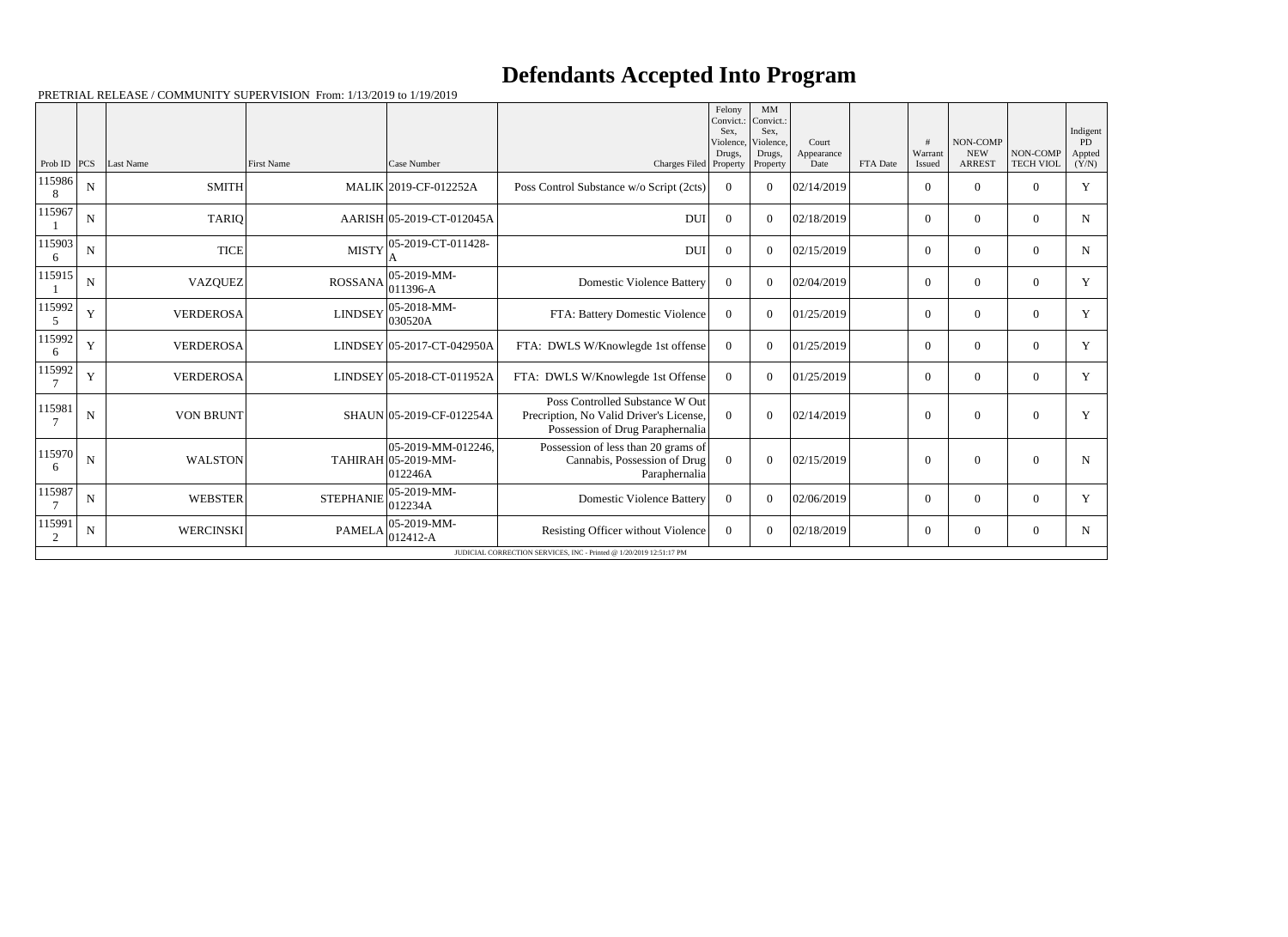# Defendants Accepted Into Program

PRETRIAL RELEASE / COMMUNITY SUPERVISION From: 1/13/2019 to 1/19/2019

| Prob ID | PCS | Last Name | First Name | Case Number | Charges Filed | Felony Convict.: Sex, Violence, Drugs, Property | MM Convict.: Sex, Violence, Drugs, Property | Court Appearance Date | FTA Date | # Warrant Issued | NON-COMP NEW ARREST | NON-COMP TECH VIOL | Indigent PD Appted (Y/N) |
|---|---|---|---|---|---|---|---|---|---|---|---|---|---|
| 1159868 | N | SMITH | MALIK | 2019-CF-012252A | Poss Control Substance w/o Script (2cts) | 0 | 0 | 02/14/2019 | | 0 | 0 | 0 | Y |
| 1159671 | N | TARIQ | AARISH | 05-2019-CT-012045A | DUI | 0 | 0 | 02/18/2019 | | 0 | 0 | 0 | N |
| 1159036 | N | TICE | MISTY | 05-2019-CT-011428-A | DUI | 0 | 0 | 02/15/2019 | | 0 | 0 | 0 | N |
| 1159151 | N | VAZQUEZ | ROSSANA | 05-2019-MM-011396-A | Domestic Violence Battery | 0 | 0 | 02/04/2019 | | 0 | 0 | 0 | Y |
| 1159925 | Y | VERDEROSA | LINDSEY | 05-2018-MM-030520A | FTA: Battery Domestic Violence | 0 | 0 | 01/25/2019 | | 0 | 0 | 0 | Y |
| 1159926 | Y | VERDEROSA | LINDSEY | 05-2017-CT-042950A | FTA: DWLS W/Knowlegde 1st offense | 0 | 0 | 01/25/2019 | | 0 | 0 | 0 | Y |
| 1159927 | Y | VERDEROSA | LINDSEY | 05-2018-CT-011952A | FTA: DWLS W/Knowlegde 1st Offense | 0 | 0 | 01/25/2019 | | 0 | 0 | 0 | Y |
| 1159817 | N | VON BRUNT | SHAUN | 05-2019-CF-012254A | Poss Controlled Substance W Out Precription, No Valid Driver's License, Possession of Drug Paraphernalia | 0 | 0 | 02/14/2019 | | 0 | 0 | 0 | Y |
| 1159706 | N | WALSTON | TAHIRAH | 05-2019-MM-012246, 05-2019-MM-012246A | Possession of less than 20 grams of Cannabis, Possession of Drug Paraphernalia | 0 | 0 | 02/15/2019 | | 0 | 0 | 0 | N |
| 1159877 | N | WEBSTER | STEPHANIE | 05-2019-MM-012234A | Domestic Violence Battery | 0 | 0 | 02/06/2019 | | 0 | 0 | 0 | Y |
| 1159912 | N | WERCINSKI | PAMELA | 05-2019-MM-012412-A | Resisting Officer without Violence | 0 | 0 | 02/18/2019 | | 0 | 0 | 0 | N |

JUDICIAL CORRECTION SERVICES, INC - Printed @ 1/20/2019 12:51:17 PM